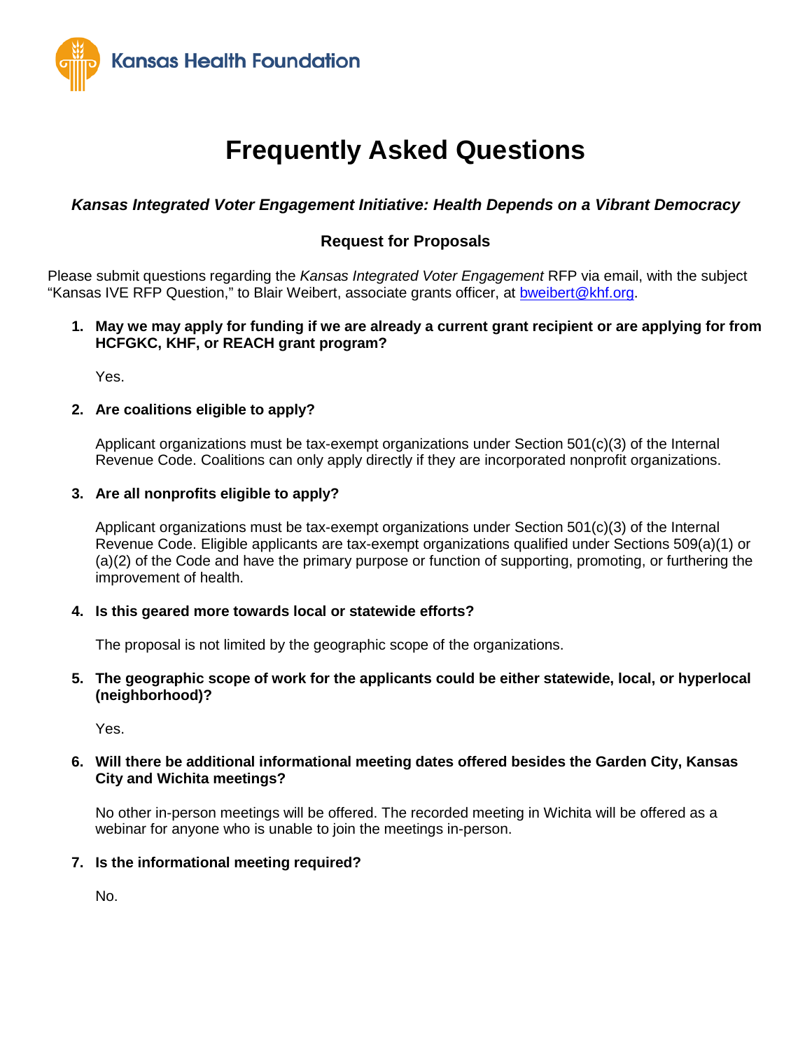Kansas Health Foundation

# Frequently Asked Questions

### *Kansas Integrated Voter Engagement Initiative: Health Depends on a Vibrant Democracy*

### Request for Proposals

Please submit questions regarding the *Kansas Integrated Voter Engagement* RFP via email, with the subject "Kansas IVE RFP Question," to Blair Weibert, associate grants officer, at bweibert@khf.org.

1. **May we may apply for funding if we are already a current grant recipient or are applying for from HCFGKC, KHF, or REACH grant program?**

   Yes.

2. **Are coalitions eligible to apply?**

   Applicant organizations must be tax-exempt organizations under Section 501(c)(3) of the Internal Revenue Code. Coalitions can only apply directly if they are incorporated nonprofit organizations.

3. **Are all nonprofits eligible to apply?**

   Applicant organizations must be tax-exempt organizations under Section 501(c)(3) of the Internal Revenue Code. Eligible applicants are tax-exempt organizations qualified under Sections 509(a)(1) or (a)(2) of the Code and have the primary purpose or function of supporting, promoting, or furthering the improvement of health.

4. **Is this geared more towards local or statewide efforts?**

   The proposal is not limited by the geographic scope of the organizations.

5. **The geographic scope of work for the applicants could be either statewide, local, or hyperlocal (neighborhood)?**

   Yes.

6. **Will there be additional informational meeting dates offered besides the Garden City, Kansas City and Wichita meetings?**

   No other in-person meetings will be offered. The recorded meeting in Wichita will be offered as a webinar for anyone who is unable to join the meetings in-person.

7. **Is the informational meeting required?**

   No.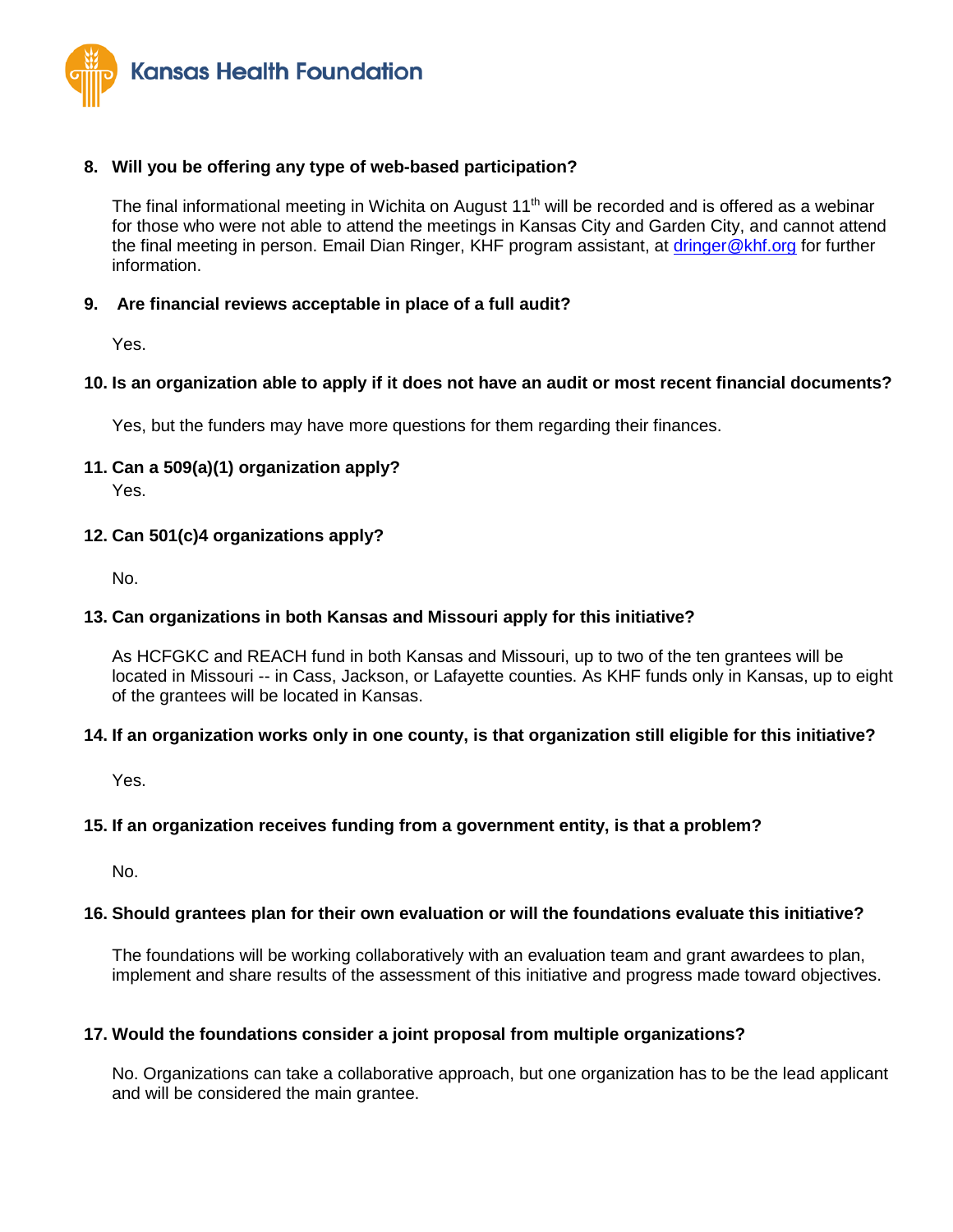8. **Will you be offering any type of web-based participation?**

   The final informational meeting in Wichita on August 11th will be recorded and is offered as a webinar for those who were not able to attend the meetings in Kansas City and Garden City, and cannot attend the final meeting in person. Email Dian Ringer, KHF program assistant, at dringer@khf.org for further information.

9. **Are financial reviews acceptable in place of a full audit?**

   Yes.

10. **Is an organization able to apply if it does not have an audit or most recent financial documents?**

    Yes, but the funders may have more questions for them regarding their finances.

11. **Can a 509(a)(1) organization apply?**

    Yes.

12. **Can 501(c)4 organizations apply?**

    No.

13. **Can organizations in both Kansas and Missouri apply for this initiative?**

    As HCFGKC and REACH fund in both Kansas and Missouri, up to two of the ten grantees will be located in Missouri -- in Cass, Jackson, or Lafayette counties. As KHF funds only in Kansas, up to eight of the grantees will be located in Kansas.

14. **If an organization works only in one county, is that organization still eligible for this initiative?**

    Yes.

15. **If an organization receives funding from a government entity, is that a problem?**

    No.

16. **Should grantees plan for their own evaluation or will the foundations evaluate this initiative?**

    The foundations will be working collaboratively with an evaluation team and grant awardees to plan, implement and share results of the assessment of this initiative and progress made toward objectives.

17. **Would the foundations consider a joint proposal from multiple organizations?**

    No. Organizations can take a collaborative approach, but one organization has to be the lead applicant and will be considered the main grantee.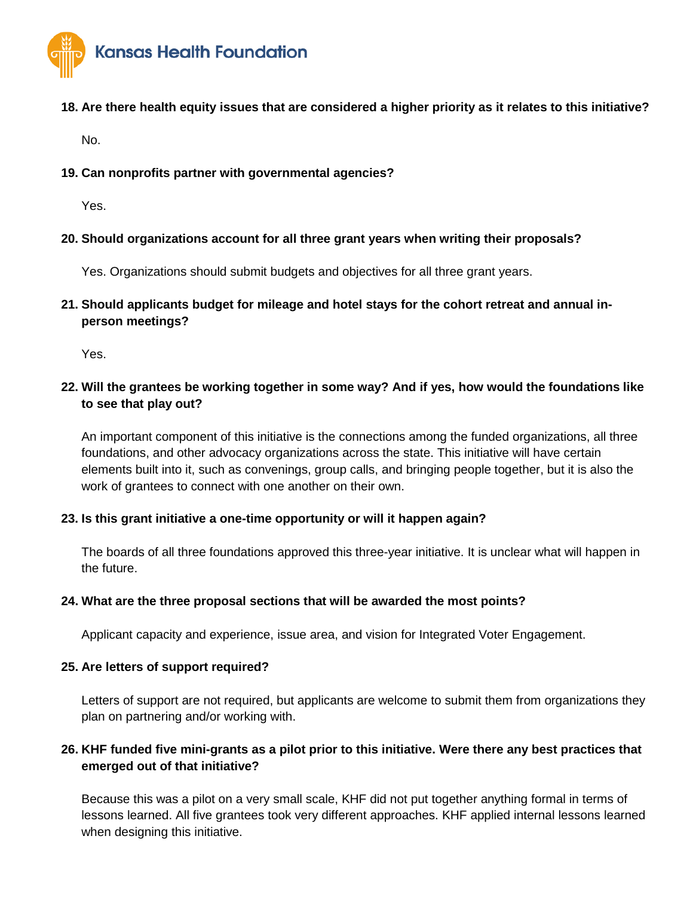**18. Are there health equity issues that are considered a higher priority as it relates to this initiative?**

No.

**19. Can nonprofits partner with governmental agencies?**

Yes.

**20. Should organizations account for all three grant years when writing their proposals?**

Yes. Organizations should submit budgets and objectives for all three grant years.

**21. Should applicants budget for mileage and hotel stays for the cohort retreat and annual in-person meetings?**

Yes.

**22. Will the grantees be working together in some way? And if yes, how would the foundations like to see that play out?**

An important component of this initiative is the connections among the funded organizations, all three foundations, and other advocacy organizations across the state. This initiative will have certain elements built into it, such as convenings, group calls, and bringing people together, but it is also the work of grantees to connect with one another on their own.

**23. Is this grant initiative a one-time opportunity or will it happen again?**

The boards of all three foundations approved this three-year initiative. It is unclear what will happen in the future.

**24. What are the three proposal sections that will be awarded the most points?**

Applicant capacity and experience, issue area, and vision for Integrated Voter Engagement.

**25. Are letters of support required?**

Letters of support are not required, but applicants are welcome to submit them from organizations they plan on partnering and/or working with.

**26. KHF funded five mini-grants as a pilot prior to this initiative. Were there any best practices that emerged out of that initiative?**

Because this was a pilot on a very small scale, KHF did not put together anything formal in terms of lessons learned. All five grantees took very different approaches. KHF applied internal lessons learned when designing this initiative.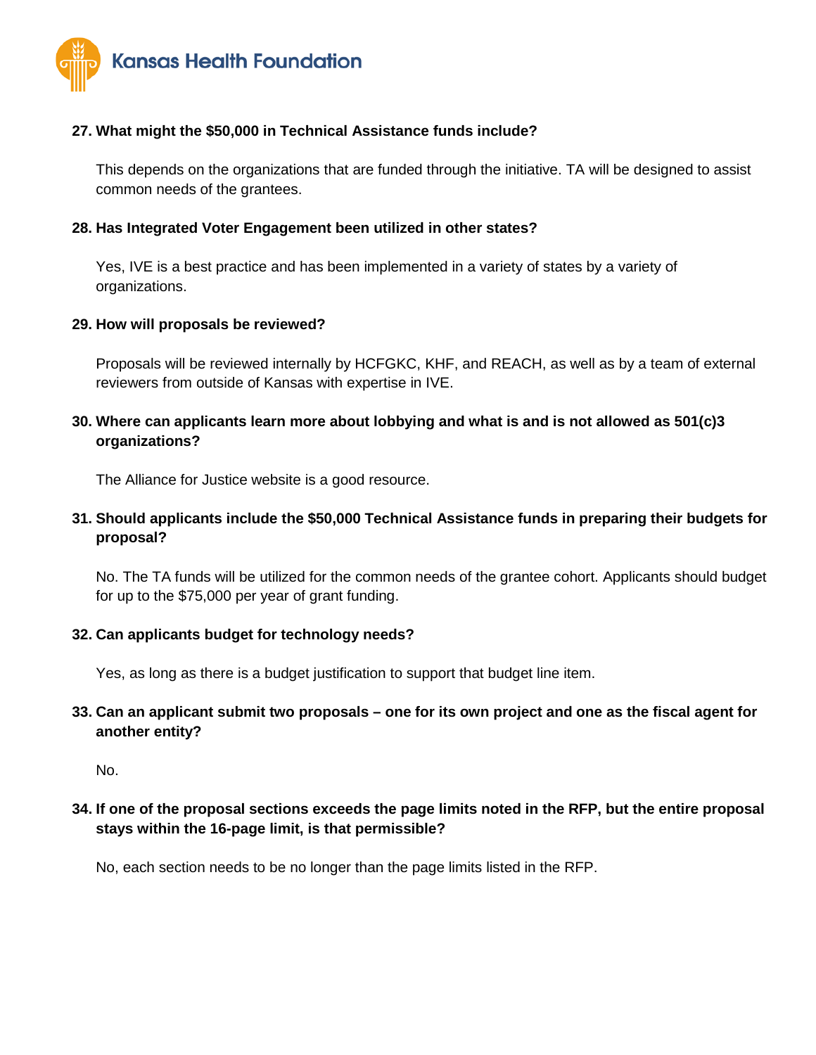**27. What might the $50,000 in Technical Assistance funds include?**

This depends on the organizations that are funded through the initiative. TA will be designed to assist common needs of the grantees.

**28. Has Integrated Voter Engagement been utilized in other states?**

Yes, IVE is a best practice and has been implemented in a variety of states by a variety of organizations.

**29. How will proposals be reviewed?**

Proposals will be reviewed internally by HCFGKC, KHF, and REACH, as well as by a team of external reviewers from outside of Kansas with expertise in IVE.

**30. Where can applicants learn more about lobbying and what is and is not allowed as 501(c)3 organizations?**

The Alliance for Justice website is a good resource.

**31. Should applicants include the $50,000 Technical Assistance funds in preparing their budgets for proposal?**

No. The TA funds will be utilized for the common needs of the grantee cohort. Applicants should budget for up to the $75,000 per year of grant funding.

**32. Can applicants budget for technology needs?**

Yes, as long as there is a budget justification to support that budget line item.

**33. Can an applicant submit two proposals – one for its own project and one as the fiscal agent for another entity?**

No.

**34. If one of the proposal sections exceeds the page limits noted in the RFP, but the entire proposal stays within the 16-page limit, is that permissible?**

No, each section needs to be no longer than the page limits listed in the RFP.